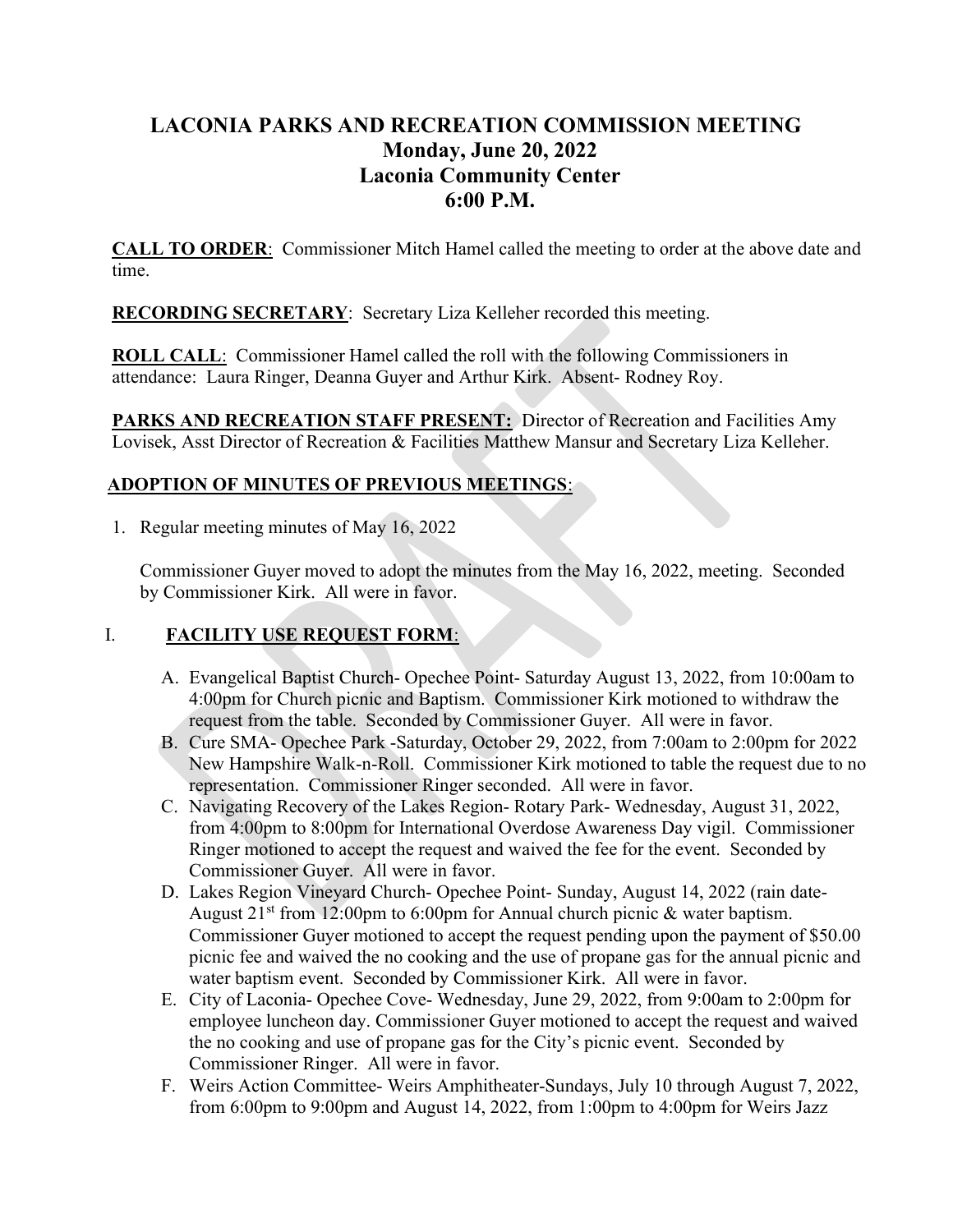# LACONIA PARKS AND RECREATION COMMISSION MEETING
## Monday, June 20, 2022
## Laconia Community Center
## 6:00 P.M.

**CALL TO ORDER**: Commissioner Mitch Hamel called the meeting to order at the above date and time.

**RECORDING SECRETARY**: Secretary Liza Kelleher recorded this meeting.

**ROLL CALL**: Commissioner Hamel called the roll with the following Commissioners in attendance: Laura Ringer, Deanna Guyer and Arthur Kirk. Absent- Rodney Roy.

**PARKS AND RECREATION STAFF PRESENT:** Director of Recreation and Facilities Amy Lovisek, Asst Director of Recreation & Facilities Matthew Mansur and Secretary Liza Kelleher.

**ADOPTION OF MINUTES OF PREVIOUS MEETINGS**:

1. Regular meeting minutes of May 16, 2022

   Commissioner Guyer moved to adopt the minutes from the May 16, 2022, meeting. Seconded by Commissioner Kirk. All were in favor.

I. **FACILITY USE REQUEST FORM**:

   A. Evangelical Baptist Church- Opechee Point- Saturday August 13, 2022, from 10:00am to 4:00pm for Church picnic and Baptism. Commissioner Kirk motioned to withdraw the request from the table. Seconded by Commissioner Guyer. All were in favor.
   B. Cure SMA- Opechee Park -Saturday, October 29, 2022, from 7:00am to 2:00pm for 2022 New Hampshire Walk-n-Roll. Commissioner Kirk motioned to table the request due to no representation. Commissioner Ringer seconded. All were in favor.
   C. Navigating Recovery of the Lakes Region- Rotary Park- Wednesday, August 31, 2022, from 4:00pm to 8:00pm for International Overdose Awareness Day vigil. Commissioner Ringer motioned to accept the request and waived the fee for the event. Seconded by Commissioner Guyer. All were in favor.
   D. Lakes Region Vineyard Church- Opechee Point- Sunday, August 14, 2022 (rain date- August 21st from 12:00pm to 6:00pm for Annual church picnic & water baptism. Commissioner Guyer motioned to accept the request pending upon the payment of $50.00 picnic fee and waived the no cooking and the use of propane gas for the annual picnic and water baptism event. Seconded by Commissioner Kirk. All were in favor.
   E. City of Laconia- Opechee Cove- Wednesday, June 29, 2022, from 9:00am to 2:00pm for employee luncheon day. Commissioner Guyer motioned to accept the request and waived the no cooking and use of propane gas for the City's picnic event. Seconded by Commissioner Ringer. All were in favor.
   F. Weirs Action Committee- Weirs Amphitheater-Sundays, July 10 through August 7, 2022, from 6:00pm to 9:00pm and August 14, 2022, from 1:00pm to 4:00pm for Weirs Jazz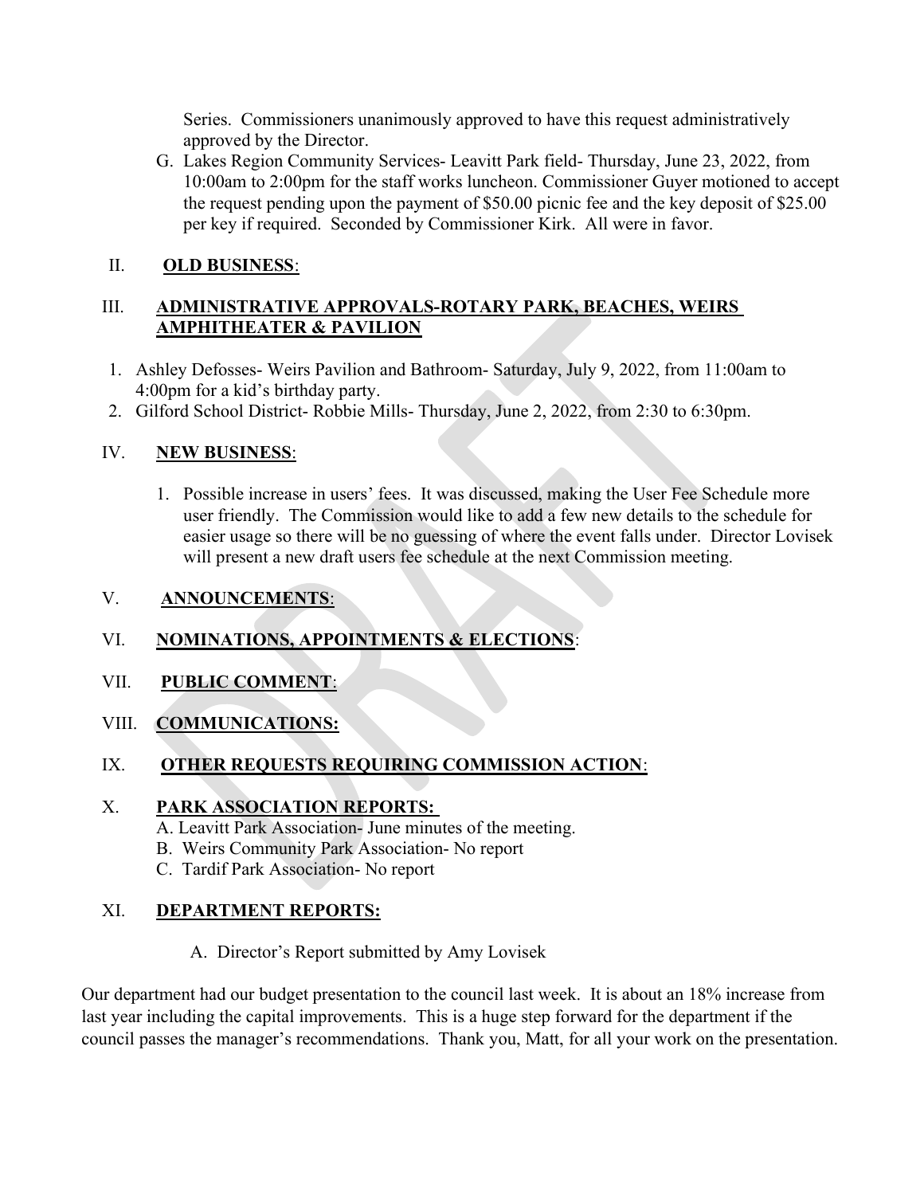Series. Commissioners unanimously approved to have this request administratively approved by the Director.

G. Lakes Region Community Services- Leavitt Park field- Thursday, June 23, 2022, from 10:00am to 2:00pm for the staff works luncheon. Commissioner Guyer motioned to accept the request pending upon the payment of $50.00 picnic fee and the key deposit of $25.00 per key if required. Seconded by Commissioner Kirk. All were in favor.

## II. **OLD BUSINESS**:

## III. **ADMINISTRATIVE APPROVALS-ROTARY PARK, BEACHES, WEIRS AMPHITHEATER & PAVILION**

1. Ashley Defosses- Weirs Pavilion and Bathroom- Saturday, July 9, 2022, from 11:00am to 4:00pm for a kid's birthday party.
2. Gilford School District- Robbie Mills- Thursday, June 2, 2022, from 2:30 to 6:30pm.

## IV. **NEW BUSINESS**:

1. Possible increase in users' fees. It was discussed, making the User Fee Schedule more user friendly. The Commission would like to add a few new details to the schedule for easier usage so there will be no guessing of where the event falls under. Director Lovisek will present a new draft users fee schedule at the next Commission meeting.

## V. **ANNOUNCEMENTS**:

## VI. **NOMINATIONS, APPOINTMENTS & ELECTIONS**:

## VII. **PUBLIC COMMENT**:

## VIII. **COMMUNICATIONS:**

## IX. **OTHER REQUESTS REQUIRING COMMISSION ACTION**:

## X. **PARK ASSOCIATION REPORTS:**

A. Leavitt Park Association- June minutes of the meeting.
B. Weirs Community Park Association- No report
C. Tardif Park Association- No report

## XI. **DEPARTMENT REPORTS:**

A. Director's Report submitted by Amy Lovisek

Our department had our budget presentation to the council last week. It is about an 18% increase from last year including the capital improvements. This is a huge step forward for the department if the council passes the manager's recommendations. Thank you, Matt, for all your work on the presentation.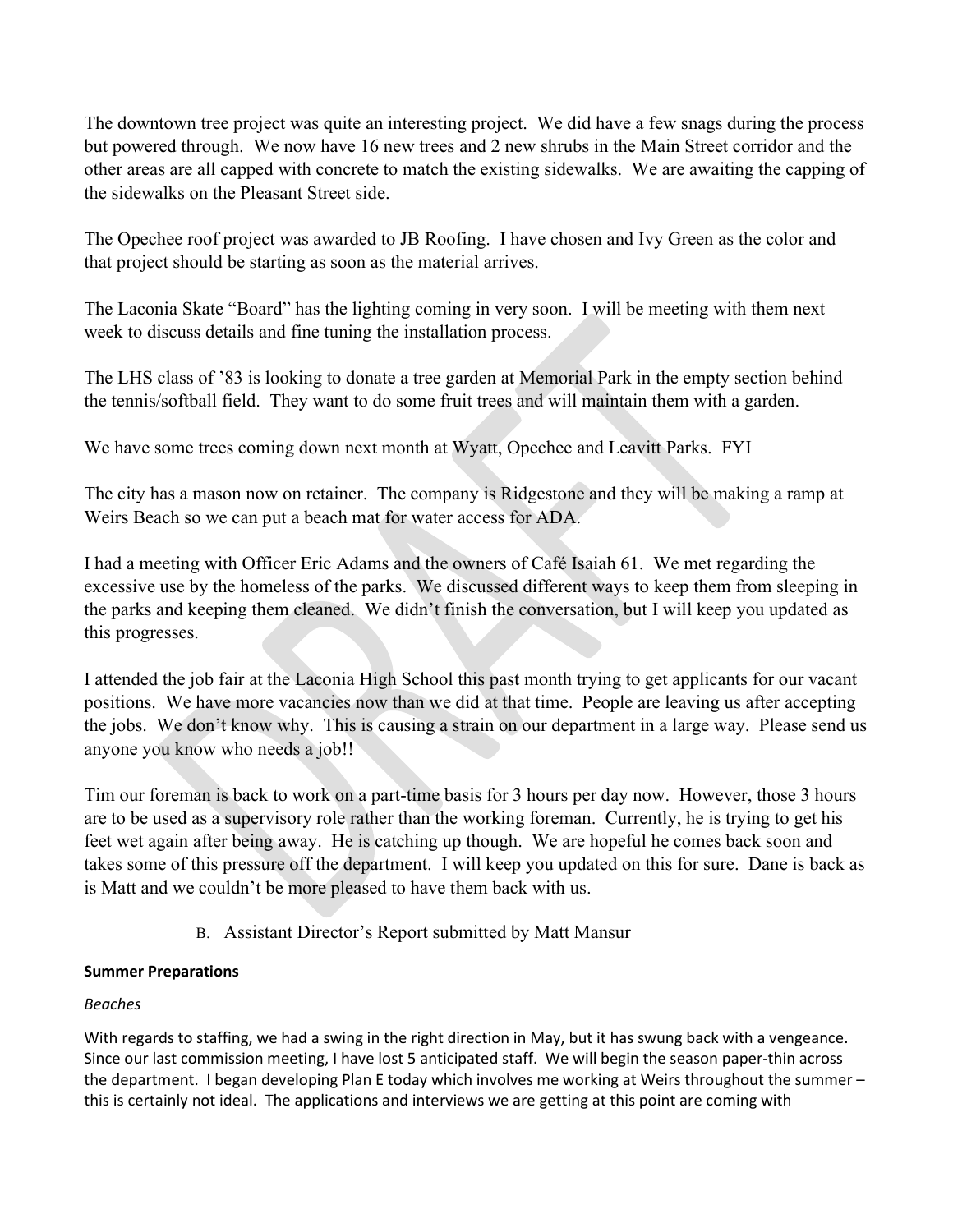The downtown tree project was quite an interesting project. We did have a few snags during the process but powered through. We now have 16 new trees and 2 new shrubs in the Main Street corridor and the other areas are all capped with concrete to match the existing sidewalks. We are awaiting the capping of the sidewalks on the Pleasant Street side.

The Opechee roof project was awarded to JB Roofing. I have chosen and Ivy Green as the color and that project should be starting as soon as the material arrives.

The Laconia Skate "Board" has the lighting coming in very soon. I will be meeting with them next week to discuss details and fine tuning the installation process.

The LHS class of '83 is looking to donate a tree garden at Memorial Park in the empty section behind the tennis/softball field. They want to do some fruit trees and will maintain them with a garden.

We have some trees coming down next month at Wyatt, Opechee and Leavitt Parks. FYI

The city has a mason now on retainer. The company is Ridgestone and they will be making a ramp at Weirs Beach so we can put a beach mat for water access for ADA.

I had a meeting with Officer Eric Adams and the owners of Café Isaiah 61. We met regarding the excessive use by the homeless of the parks. We discussed different ways to keep them from sleeping in the parks and keeping them cleaned. We didn't finish the conversation, but I will keep you updated as this progresses.

I attended the job fair at the Laconia High School this past month trying to get applicants for our vacant positions. We have more vacancies now than we did at that time. People are leaving us after accepting the jobs. We don't know why. This is causing a strain on our department in a large way. Please send us anyone you know who needs a job!!

Tim our foreman is back to work on a part-time basis for 3 hours per day now. However, those 3 hours are to be used as a supervisory role rather than the working foreman. Currently, he is trying to get his feet wet again after being away. He is catching up though. We are hopeful he comes back soon and takes some of this pressure off the department. I will keep you updated on this for sure. Dane is back as is Matt and we couldn't be more pleased to have them back with us.

B. Assistant Director's Report submitted by Matt Mansur

**Summer Preparations**

*Beaches*

With regards to staffing, we had a swing in the right direction in May, but it has swung back with a vengeance. Since our last commission meeting, I have lost 5 anticipated staff. We will begin the season paper-thin across the department. I began developing Plan E today which involves me working at Weirs throughout the summer – this is certainly not ideal. The applications and interviews we are getting at this point are coming with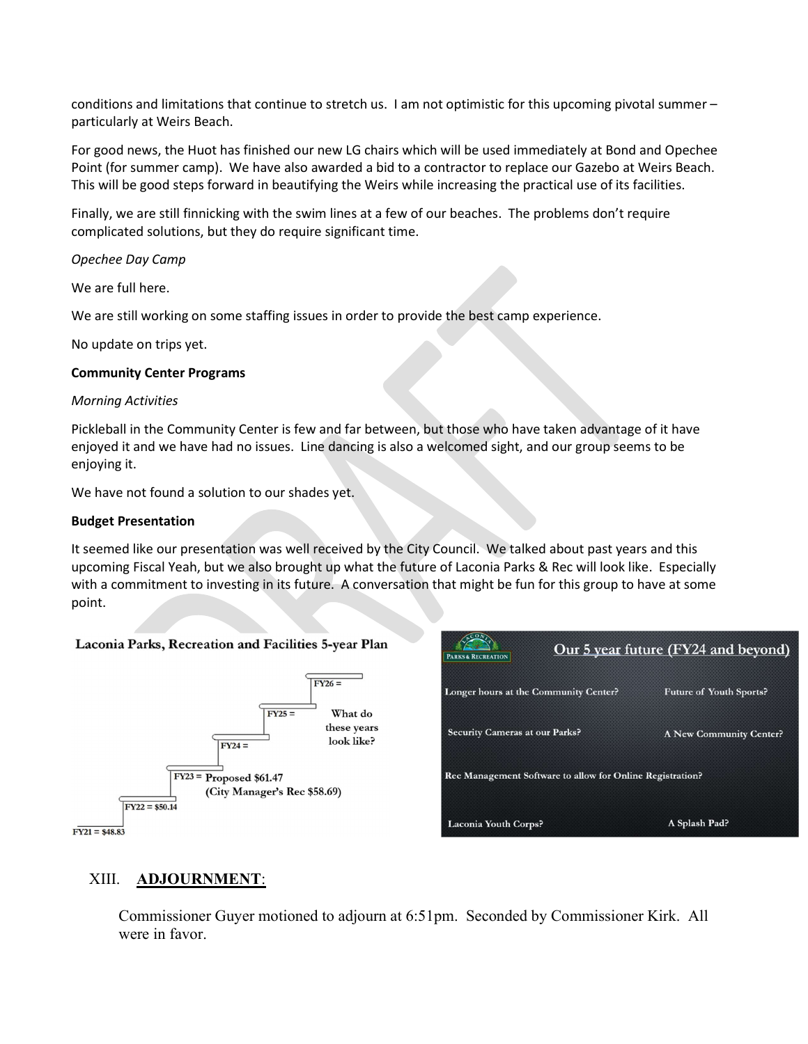conditions and limitations that continue to stretch us. I am not optimistic for this upcoming pivotal summer – particularly at Weirs Beach.

For good news, the Huot has finished our new LG chairs which will be used immediately at Bond and Opechee Point (for summer camp). We have also awarded a bid to a contractor to replace our Gazebo at Weirs Beach. This will be good steps forward in beautifying the Weirs while increasing the practical use of its facilities.

Finally, we are still finnicking with the swim lines at a few of our beaches. The problems don't require complicated solutions, but they do require significant time.

*Opechee Day Camp*

We are full here.

We are still working on some staffing issues in order to provide the best camp experience.

No update on trips yet.

**Community Center Programs**

*Morning Activities*

Pickleball in the Community Center is few and far between, but those who have taken advantage of it have enjoyed it and we have had no issues. Line dancing is also a welcomed sight, and our group seems to be enjoying it.

We have not found a solution to our shades yet.

**Budget Presentation**

It seemed like our presentation was well received by the City Council. We talked about past years and this upcoming Fiscal Yeah, but we also brought up what the future of Laconia Parks & Rec will look like. Especially with a commitment to investing in its future. A conversation that might be fun for this group to have at some point.

Laconia Parks, Recreation and Facilities 5-year Plan

- FY21 = $48.83
- FY22 = $50.14
- FY23 = Proposed $61.47 (City Manager's Rec $58.69)
- FY24 =
- FY25 =
- FY26 =

What do these years look like?

**Our 5 year future (FY24 and beyond)**

- Longer hours at the Community Center?
- Future of Youth Sports?
- Security Cameras at our Parks?
- A New Community Center?
- Rec Management Software to allow for Online Registration?
- Laconia Youth Corps?
- A Splash Pad?

## XIII. ADJOURNMENT:

Commissioner Guyer motioned to adjourn at 6:51pm. Seconded by Commissioner Kirk. All were in favor.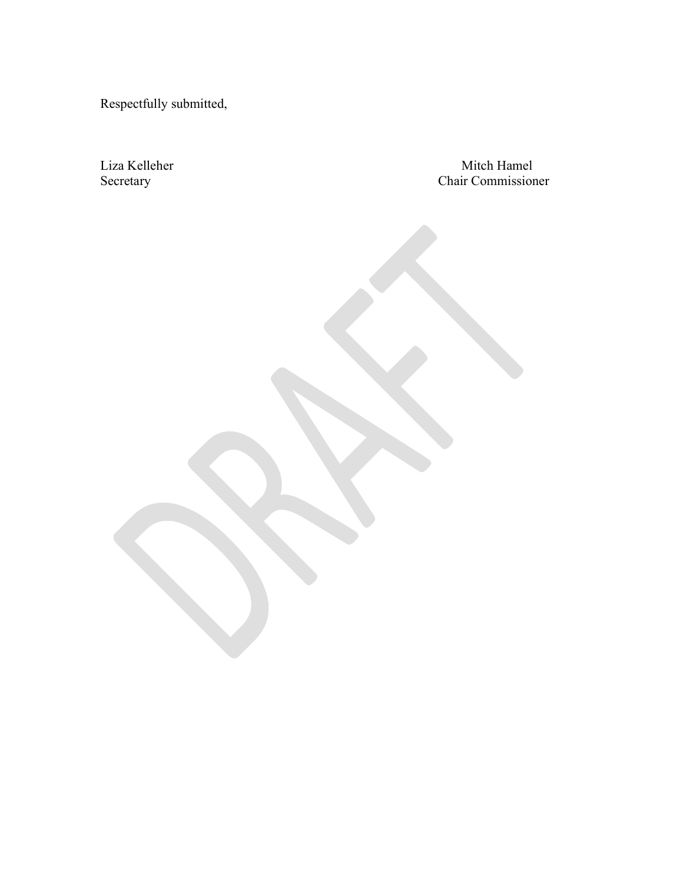Respectfully submitted,

Liza Kelleher
Secretary

Mitch Hamel
Chair Commissioner